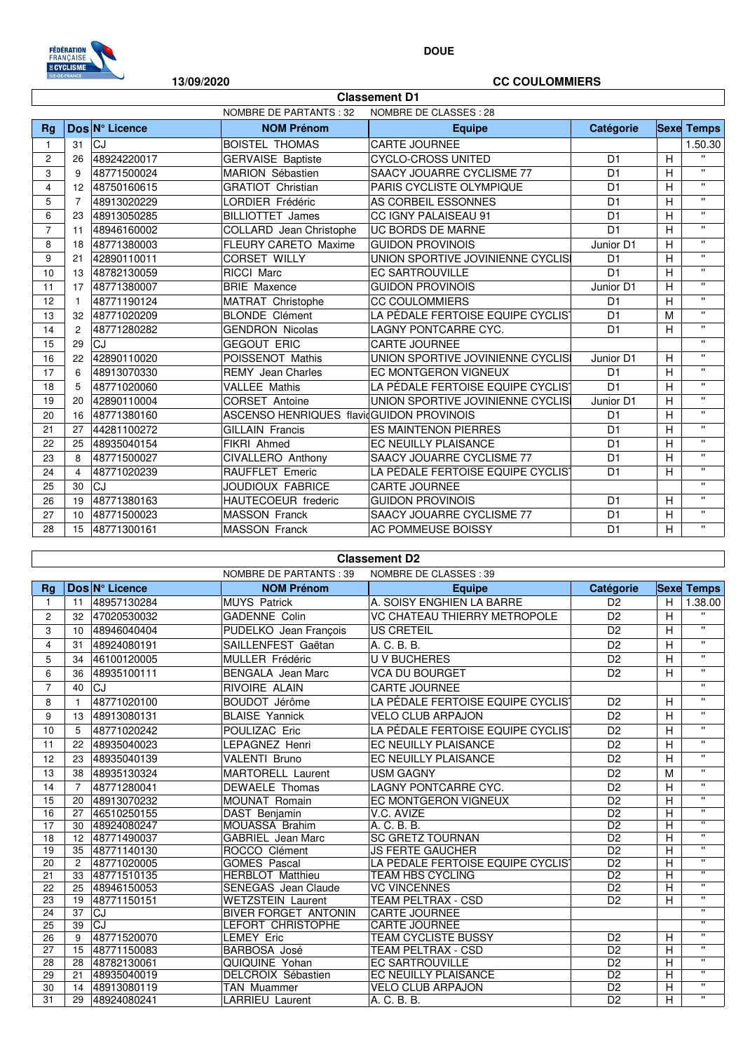DOUE

13/09/2020

CC COULOMMIERS

## Classement D1

NOMBRE DE PARTANTS : 32 NOMBRE DE CLASSES : 28

| Rg | Dos | N° Licence | NOM Prénom | Equipe | Catégorie | Sexe | Temps |
|---|---|---|---|---|---|---|---|
| 1 | 31 | CJ | BOISTEL THOMAS | CARTE JOURNEE | | | 1.50.30 |
| 2 | 26 | 48924220017 | GERVAISE Baptiste | CYCLO-CROSS UNITED | D1 | H | " |
| 3 | 9 | 48771500024 | MARION Sébastien | SAACY JOUARRE CYCLISME 77 | D1 | H | " |
| 4 | 12 | 48750160615 | GRATIOT Christian | PARIS CYCLISTE OLYMPIQUE | D1 | H | " |
| 5 | 7 | 48913020229 | LORDIER Frédéric | AS CORBEIL ESSONNES | D1 | H | " |
| 6 | 23 | 48913050285 | BILLIOTTET James | CC IGNY PALAISEAU 91 | D1 | H | " |
| 7 | 11 | 48946160002 | COLLARD Jean Christophe | UC BORDS DE MARNE | D1 | H | " |
| 8 | 18 | 48771380003 | FLEURY CARETO Maxime | GUIDON PROVINOIS | Junior D1 | H | " |
| 9 | 21 | 42890110011 | CORSET WILLY | UNION SPORTIVE JOVINIENNE CYCLIS | D1 | H | " |
| 10 | 13 | 48782130059 | RICCI Marc | EC SARTROUVILLE | D1 | H | " |
| 11 | 17 | 48771380007 | BRIE Maxence | GUIDON PROVINOIS | Junior D1 | H | " |
| 12 | 1 | 48771190124 | MATRAT Christophe | CC COULOMMIERS | D1 | H | " |
| 13 | 32 | 48771020209 | BLONDE Clément | LA PÉDALE FERTOISE EQUIPE CYCLIS | D1 | M | " |
| 14 | 2 | 48771280282 | GENDRON Nicolas | LAGNY PONTCARRE CYC. | D1 | H | " |
| 15 | 29 | CJ | GEGOUT ERIC | CARTE JOURNEE | | | " |
| 16 | 22 | 42890110020 | POISSENOT Mathis | UNION SPORTIVE JOVINIENNE CYCLIS | Junior D1 | H | " |
| 17 | 6 | 48913070330 | REMY Jean Charles | EC MONTGERON VIGNEUX | D1 | H | " |
| 18 | 5 | 48771020060 | VALLEE Mathis | LA PÉDALE FERTOISE EQUIPE CYCLIS | D1 | H | " |
| 19 | 20 | 42890110004 | CORSET Antoine | UNION SPORTIVE JOVINIENNE CYCLIS | Junior D1 | H | " |
| 20 | 16 | 48771380160 | ASCENSO HENRIQUES flavi | GUIDON PROVINOIS | D1 | H | " |
| 21 | 27 | 44281100272 | GILLAIN Francis | ES MAINTENON PIERRES | D1 | H | " |
| 22 | 25 | 48935040154 | FIKRI Ahmed | EC NEUILLY PLAISANCE | D1 | H | " |
| 23 | 8 | 48771500027 | CIVALLERO Anthony | SAACY JOUARRE CYCLISME 77 | D1 | H | " |
| 24 | 4 | 48771020239 | RAUFFLET Emeric | LA PÉDALE FERTOISE EQUIPE CYCLIS | D1 | H | " |
| 25 | 30 | CJ | JOUDIOUX FABRICE | CARTE JOURNEE | | | " |
| 26 | 19 | 48771380163 | HAUTECOEUR frederic | GUIDON PROVINOIS | D1 | H | " |
| 27 | 10 | 48771500023 | MASSON Franck | SAACY JOUARRE CYCLISME 77 | D1 | H | " |
| 28 | 15 | 48771300161 | MASSON Franck | AC POMMEUSE BOISSY | D1 | H | " |

## Classement D2

NOMBRE DE PARTANTS : 39 NOMBRE DE CLASSES : 39

| Rg | Dos | N° Licence | NOM Prénom | Equipe | Catégorie | Sexe | Temps |
|---|---|---|---|---|---|---|---|
| 1 | 11 | 48957130284 | MUYS Patrick | A. SOISY ENGHIEN LA BARRE | D2 | H | 1.38.00 |
| 2 | 32 | 47020530032 | GADENNE Colin | VC CHATEAU THIERRY METROPOLE | D2 | H | " |
| 3 | 10 | 48946040404 | PUDELKO Jean François | US CRETEIL | D2 | H | " |
| 4 | 31 | 48924080191 | SAILLENFEST Gaëtan | A. C. B. B. | D2 | H | " |
| 5 | 34 | 46100120005 | MULLER Frédéric | U V BUCHERES | D2 | H | " |
| 6 | 36 | 48935100111 | BENGALA Jean Marc | VCA DU BOURGET | D2 | H | " |
| 7 | 40 | CJ | RIVOIRE ALAIN | CARTE JOURNEE | | | " |
| 8 | 1 | 48771020100 | BOUDOT Jérôme | LA PÉDALE FERTOISE EQUIPE CYCLIS | D2 | H | " |
| 9 | 13 | 48913080131 | BLAISE Yannick | VELO CLUB ARPAJON | D2 | H | " |
| 10 | 5 | 48771020242 | POULIZAC Eric | LA PÉDALE FERTOISE EQUIPE CYCLIS | D2 | H | " |
| 11 | 22 | 48935040023 | LEPAGNEZ Henri | EC NEUILLY PLAISANCE | D2 | H | " |
| 12 | 23 | 48935040139 | VALENTI Bruno | EC NEUILLY PLAISANCE | D2 | H | " |
| 13 | 38 | 48935130324 | MARTORELL Laurent | USM GAGNY | D2 | M | " |
| 14 | 7 | 48771280041 | DEWAELE Thomas | LAGNY PONTCARRE CYC. | D2 | H | " |
| 15 | 20 | 48913070232 | MOUNAT Romain | EC MONTGERON VIGNEUX | D2 | H | " |
| 16 | 27 | 46510250155 | DAST Benjamin | V.C. AVIZE | D2 | H | " |
| 17 | 30 | 48924080247 | MOUASSA Brahim | A. C. B. B. | D2 | H | " |
| 18 | 12 | 48771490037 | GABRIEL Jean Marc | SC GRETZ TOURNAN | D2 | H | " |
| 19 | 35 | 48771140130 | ROCCO Clément | JS FERTE GAUCHER | D2 | H | " |
| 20 | 2 | 48771020005 | GOMES Pascal | LA PÉDALE FERTOISE EQUIPE CYCLIS | D2 | H | " |
| 21 | 33 | 48771510135 | HERBLOT Matthieu | TEAM HBS CYCLING | D2 | H | " |
| 22 | 25 | 48946150053 | SENEGAS Jean Claude | VC VINCENNES | D2 | H | " |
| 23 | 19 | 48771150151 | WETZSTEIN Laurent | TEAM PELTRAX - CSD | D2 | H | " |
| 24 | 37 | CJ | BIVER FORGET ANTONIN | CARTE JOURNEE | | | " |
| 25 | 39 | CJ | LEFORT CHRISTOPHE | CARTE JOURNEE | | | " |
| 26 | 9 | 48771520070 | LEMEY Eric | TEAM CYCLISTE BUSSY | D2 | H | " |
| 27 | 15 | 48771150083 | BARBOSA José | TEAM PELTRAX - CSD | D2 | H | " |
| 28 | 28 | 48782130061 | QUIQUINE Yohan | EC SARTROUVILLE | D2 | H | " |
| 29 | 21 | 48935040019 | DELCROIX Sébastien | EC NEUILLY PLAISANCE | D2 | H | " |
| 30 | 14 | 48913080119 | TAN Muammer | VELO CLUB ARPAJON | D2 | H | " |
| 31 | 29 | 48924080241 | LARRIEU Laurent | A. C. B. B. | D2 | H | " |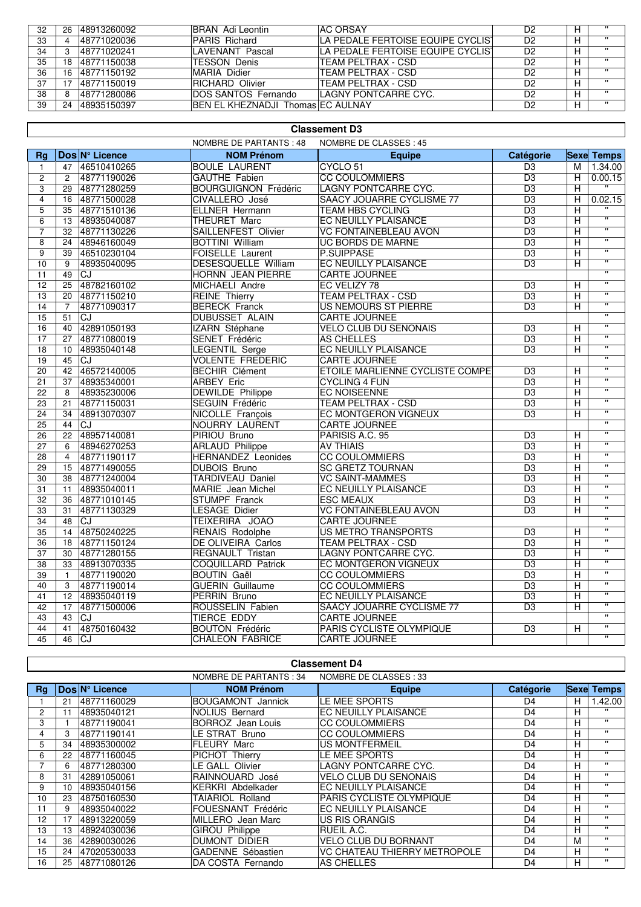| | | | | | | | |
|---|---|---|---|---|---|---|---|
| 32 | 26 | 48913260092 | BRAN Adi Leontin | AC ORSAY | D2 | H | " |
| 33 | 4 | 48771020036 | PARIS Richard | LA PEDALE FERTOISE EQUIPE CYCLIST | D2 | H | " |
| 34 | 3 | 48771020241 | LAVENANT Pascal | LA PEDALE FERTOISE EQUIPE CYCLIST | D2 | H | " |
| 35 | 18 | 48771150038 | TESSON Denis | TEAM PELTRAX - CSD | D2 | H | " |
| 36 | 16 | 48771150192 | MARIA Didier | TEAM PELTRAX - CSD | D2 | H | " |
| 37 | 17 | 48771150019 | RICHARD Olivier | TEAM PELTRAX - CSD | D2 | H | " |
| 38 | 8 | 48771280086 | DOS SANTOS Fernando | LAGNY PONTCARRE CYC. | D2 | H | " |
| 39 | 24 | 48935150397 | BEN EL KHEZNADJI Thomas | EC AULNAY | D2 | H | " |

## Classement D3

NOMBRE DE PARTANTS : 48 NOMBRE DE CLASSES : 45

| Rg | Dos | N° Licence | NOM Prénom | Equipe | Catégorie | Sexe | Temps |
|---|---|---|---|---|---|---|---|
| 1 | 47 | 46510410265 | BOULE LAURENT | CYCLO 51 | D3 | M | 1.34.00 |
| 2 | 2 | 48771190026 | GAUTHE Fabien | CC COULOMMIERS | D3 | H | 0.00.15 |
| 3 | 29 | 48771280259 | BOURGUIGNON Frédéric | LAGNY PONTCARRE CYC. | D3 | H | " |
| 4 | 16 | 48771500028 | CIVALLERO José | SAACY JOUARRE CYCLISME 77 | D3 | H | 0.02.15 |
| 5 | 35 | 48771510136 | ELLNER Hermann | TEAM HBS CYCLING | D3 | H | " |
| 6 | 13 | 48935040087 | THEURET Marc | EC NEUILLY PLAISANCE | D3 | H | " |
| 7 | 32 | 48771130226 | SAILLENFEST Olivier | VC FONTAINEBLEAU AVON | D3 | H | " |
| 8 | 24 | 48946160049 | BOTTINI William | UC BORDS DE MARNE | D3 | H | " |
| 9 | 39 | 46510230104 | FOISELLE Laurent | P.SUIPPASE | D3 | H | " |
| 10 | 9 | 48935040095 | DESESQUELLE William | EC NEUILLY PLAISANCE | D3 | H | " |
| 11 | 49 | CJ | HORNN JEAN PIERRE | CARTE JOURNEE | | | " |
| 12 | 25 | 48782160102 | MICHAELI Andre | EC VELIZY 78 | D3 | H | " |
| 13 | 20 | 48771150210 | REINE Thierry | TEAM PELTRAX - CSD | D3 | H | " |
| 14 | 7 | 48771090317 | BERECK Franck | US NEMOURS ST PIERRE | D3 | H | " |
| 15 | 51 | CJ | DUBUSSET ALAIN | CARTE JOURNEE | | | " |
| 16 | 40 | 42891050193 | IZARN Stéphane | VELO CLUB DU SENONAIS | D3 | H | " |
| 17 | 27 | 48771080019 | SENET Frédéric | AS CHELLES | D3 | H | " |
| 18 | 10 | 48935040148 | LEGENTIL Serge | EC NEUILLY PLAISANCE | D3 | H | " |
| 19 | 45 | CJ | VOLENTE FREDERIC | CARTE JOURNEE | | | " |
| 20 | 42 | 46572140005 | BECHIR Clément | ETOILE MARLIENNE CYCLISTE COMPE | D3 | H | " |
| 21 | 37 | 48935340001 | ARBEY Eric | CYCLING 4 FUN | D3 | H | " |
| 22 | 8 | 48935230006 | DEWILDE Philippe | EC NOISEENNE | D3 | H | " |
| 23 | 21 | 48771150031 | SEGUIN Frédéric | TEAM PELTRAX - CSD | D3 | H | " |
| 24 | 34 | 48913070307 | NICOLLE François | EC MONTGERON VIGNEUX | D3 | H | " |
| 25 | 44 | CJ | NOURRY LAURENT | CARTE JOURNEE | | | " |
| 26 | 22 | 48957140081 | PIRIOU Bruno | PARISIS A.C. 95 | D3 | H | " |
| 27 | 6 | 48946270253 | ARLAUD Philippe | AV THIAIS | D3 | H | " |
| 28 | 4 | 48771190117 | HERNANDEZ Leonides | CC COULOMMIERS | D3 | H | " |
| 29 | 15 | 48771490055 | DUBOIS Bruno | SC GRETZ TOURNAN | D3 | H | " |
| 30 | 38 | 48771240004 | TARDIVEAU Daniel | VC SAINT-MAMMES | D3 | H | " |
| 31 | 11 | 48935040011 | MARIE Jean Michel | EC NEUILLY PLAISANCE | D3 | H | " |
| 32 | 36 | 48771010145 | STUMPF Franck | ESC MEAUX | D3 | H | " |
| 33 | 31 | 48771130329 | LESAGE Didier | VC FONTAINEBLEAU AVON | D3 | H | " |
| 34 | 48 | CJ | TEIXERIRA JOAO | CARTE JOURNEE | | | " |
| 35 | 14 | 48750240225 | RENAIS Rodolphe | US METRO TRANSPORTS | D3 | H | " |
| 36 | 18 | 48771150124 | DE OLIVEIRA Carlos | TEAM PELTRAX - CSD | D3 | H | " |
| 37 | 30 | 48771280155 | REGNAULT Tristan | LAGNY PONTCARRE CYC. | D3 | H | " |
| 38 | 33 | 48913070335 | COQUILLARD Patrick | EC MONTGERON VIGNEUX | D3 | H | " |
| 39 | 1 | 48771190020 | BOUTIN Gaël | CC COULOMMIERS | D3 | H | " |
| 40 | 3 | 48771190014 | GUERIN Guillaume | CC COULOMMIERS | D3 | H | " |
| 41 | 12 | 48935040119 | PERRIN Bruno | EC NEUILLY PLAISANCE | D3 | H | " |
| 42 | 17 | 48771500006 | ROUSSELIN Fabien | SAACY JOUARRE CYCLISME 77 | D3 | H | " |
| 43 | 43 | CJ | TIERCE EDDY | CARTE JOURNEE | | | " |
| 44 | 41 | 48750160432 | BOUTON Frédéric | PARIS CYCLISTE OLYMPIQUE | D3 | H | " |
| 45 | 46 | CJ | CHALEON FABRICE | CARTE JOURNEE | | | " |

## Classement D4

NOMBRE DE PARTANTS : 34 NOMBRE DE CLASSES : 33

| Rg | Dos | N° Licence | NOM Prénom | Equipe | Catégorie | Sexe | Temps |
|---|---|---|---|---|---|---|---|
| 1 | 21 | 48771160029 | BOUGAMONT Jannick | LE MEE SPORTS | D4 | H | 1.42.00 |
| 2 | 11 | 48935040121 | NOLIUS Bernard | EC NEUILLY PLAISANCE | D4 | H | " |
| 3 | 1 | 48771190041 | BORROZ Jean Louis | CC COULOMMIERS | D4 | H | " |
| 4 | 3 | 48771190141 | LE STRAT Bruno | CC COULOMMIERS | D4 | H | " |
| 5 | 34 | 48935300002 | FLEURY Marc | US MONTFERMEIL | D4 | H | " |
| 6 | 22 | 48771160045 | PICHOT Thierry | LE MEE SPORTS | D4 | H | " |
| 7 | 6 | 48771280300 | LE GALL Olivier | LAGNY PONTCARRE CYC. | D4 | H | " |
| 8 | 31 | 42891050061 | RAINNOUARD José | VELO CLUB DU SENONAIS | D4 | H | " |
| 9 | 10 | 48935040156 | KERKRI Abdelkader | EC NEUILLY PLAISANCE | D4 | H | " |
| 10 | 23 | 48750160530 | TAIARIOL Rolland | PARIS CYCLISTE OLYMPIQUE | D4 | H | " |
| 11 | 9 | 48935040022 | FOUESNANT Frédéric | EC NEUILLY PLAISANCE | D4 | H | " |
| 12 | 17 | 48913220059 | MILLERO Jean Marc | US RIS ORANGIS | D4 | H | " |
| 13 | 13 | 48924030036 | GIROU Philippe | RUEIL A.C. | D4 | H | " |
| 14 | 36 | 42890030026 | DUMONT DIDIER | VELO CLUB DU BORNANT | D4 | M | " |
| 15 | 24 | 47020530033 | GADENNE Sébastien | VC CHATEAU THIERRY METROPOLE | D4 | H | " |
| 16 | 25 | 48771080126 | DA COSTA Fernando | AS CHELLES | D4 | H | " |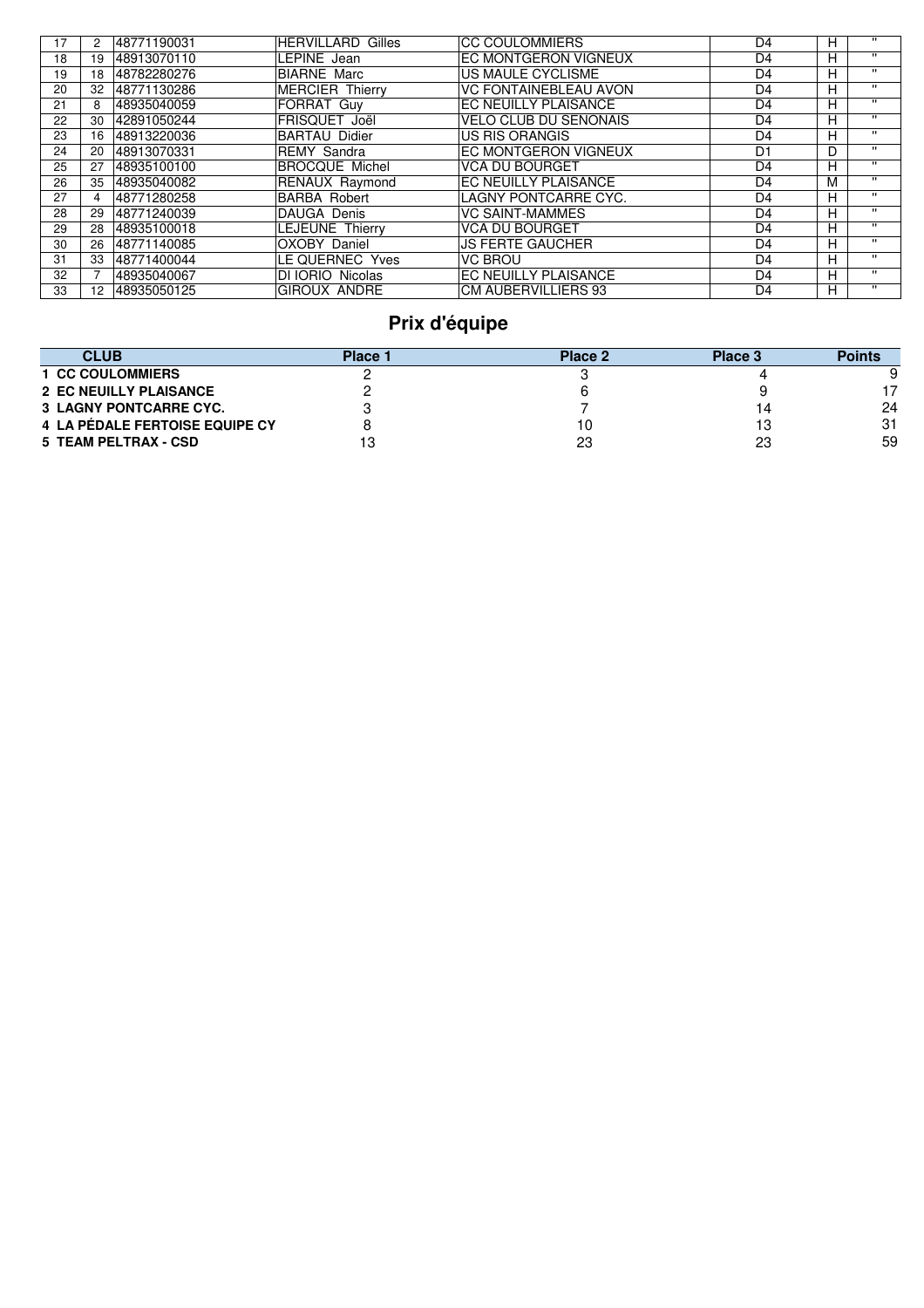| | | | | | | | |
|---|---|---|---|---|---|---|---|
| 17 | 2 | 48771190031 | HERVILLARD Gilles | CC COULOMMIERS | D4 | H | " |
| 18 | 19 | 48913070110 | LEPINE Jean | EC MONTGERON VIGNEUX | D4 | H | " |
| 19 | 18 | 48782280276 | BIARNE Marc | US MAULE CYCLISME | D4 | H | " |
| 20 | 32 | 48771130286 | MERCIER Thierry | VC FONTAINEBLEAU AVON | D4 | H | " |
| 21 | 8 | 48935040059 | FORRAT Guy | EC NEUILLY PLAISANCE | D4 | H | " |
| 22 | 30 | 42891050244 | FRISQUET Joël | VELO CLUB DU SENONAIS | D4 | H | " |
| 23 | 16 | 48913220036 | BARTAU Didier | US RIS ORANGIS | D4 | H | " |
| 24 | 20 | 48913070331 | REMY Sandra | EC MONTGERON VIGNEUX | D1 | D | " |
| 25 | 27 | 48935100100 | BROCQUE Michel | VCA DU BOURGET | D4 | H | " |
| 26 | 35 | 48935040082 | RENAUX Raymond | EC NEUILLY PLAISANCE | D4 | M | " |
| 27 | 4 | 48771280258 | BARBA Robert | LAGNY PONTCARRE CYC. | D4 | H | " |
| 28 | 29 | 48771240039 | DAUGA Denis | VC SAINT-MAMMES | D4 | H | " |
| 29 | 28 | 48935100018 | LEJEUNE Thierry | VCA DU BOURGET | D4 | H | " |
| 30 | 26 | 48771140085 | OXOBY Daniel | JS FERTE GAUCHER | D4 | H | " |
| 31 | 33 | 48771400044 | LE QUERNEC Yves | VC BROU | D4 | H | " |
| 32 | 7 | 48935040067 | DI IORIO Nicolas | EC NEUILLY PLAISANCE | D4 | H | " |
| 33 | 12 | 48935050125 | GIROUX ANDRE | CM AUBERVILLIERS 93 | D4 | H | " |

## Prix d'équipe

| CLUB | Place 1 | Place 2 | Place 3 | Points |
|---|---|---|---|---|
| **1 CC COULOMMIERS** | 2 | 3 | 4 | 9 |
| **2 EC NEUILLY PLAISANCE** | 2 | 6 | 9 | 17 |
| **3 LAGNY PONTCARRE CYC.** | 3 | 7 | 14 | 24 |
| **4 LA PÉDALE FERTOISE EQUIPE CY** | 8 | 10 | 13 | 31 |
| **5 TEAM PELTRAX - CSD** | 13 | 23 | 23 | 59 |